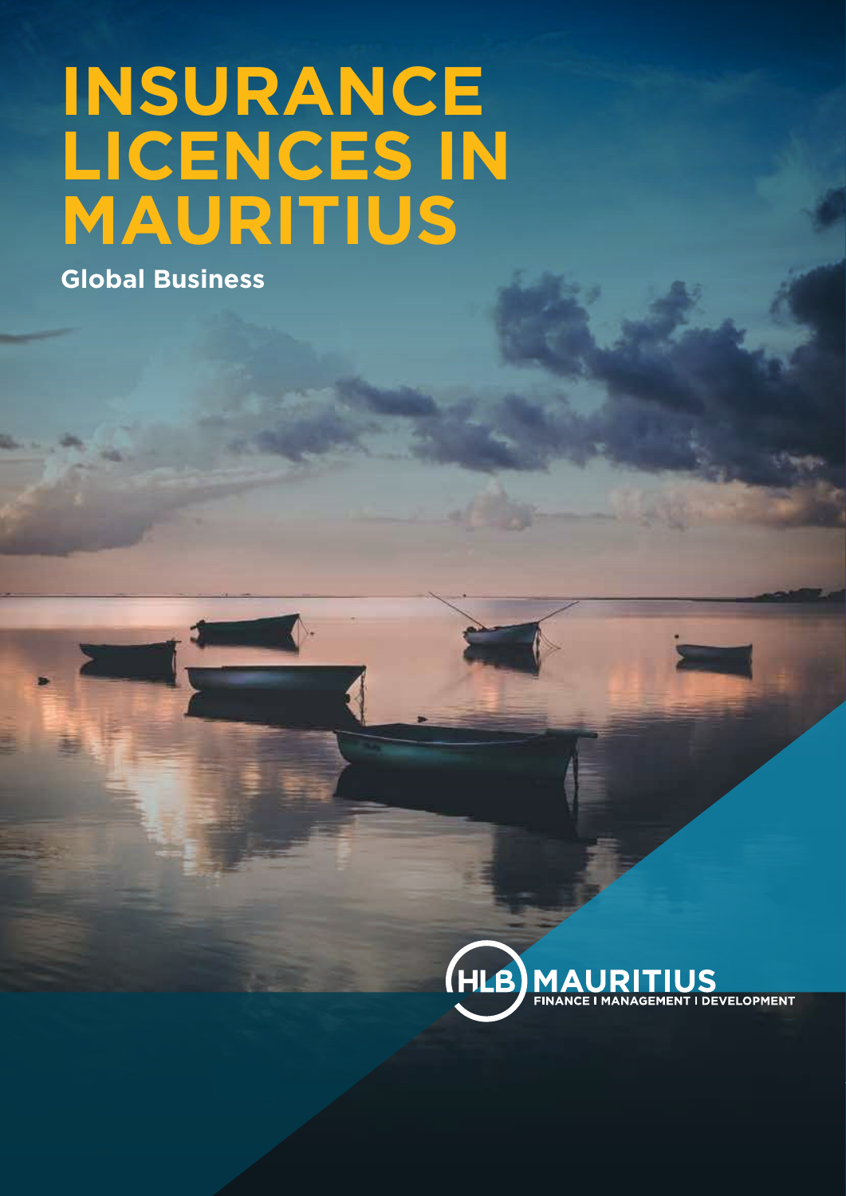# INSURANCE LICENCES IN MAURITIUS

**Global Business**

HLB MAURITIUS
FINANCE I MANAGEMENT I DEVELOPMENT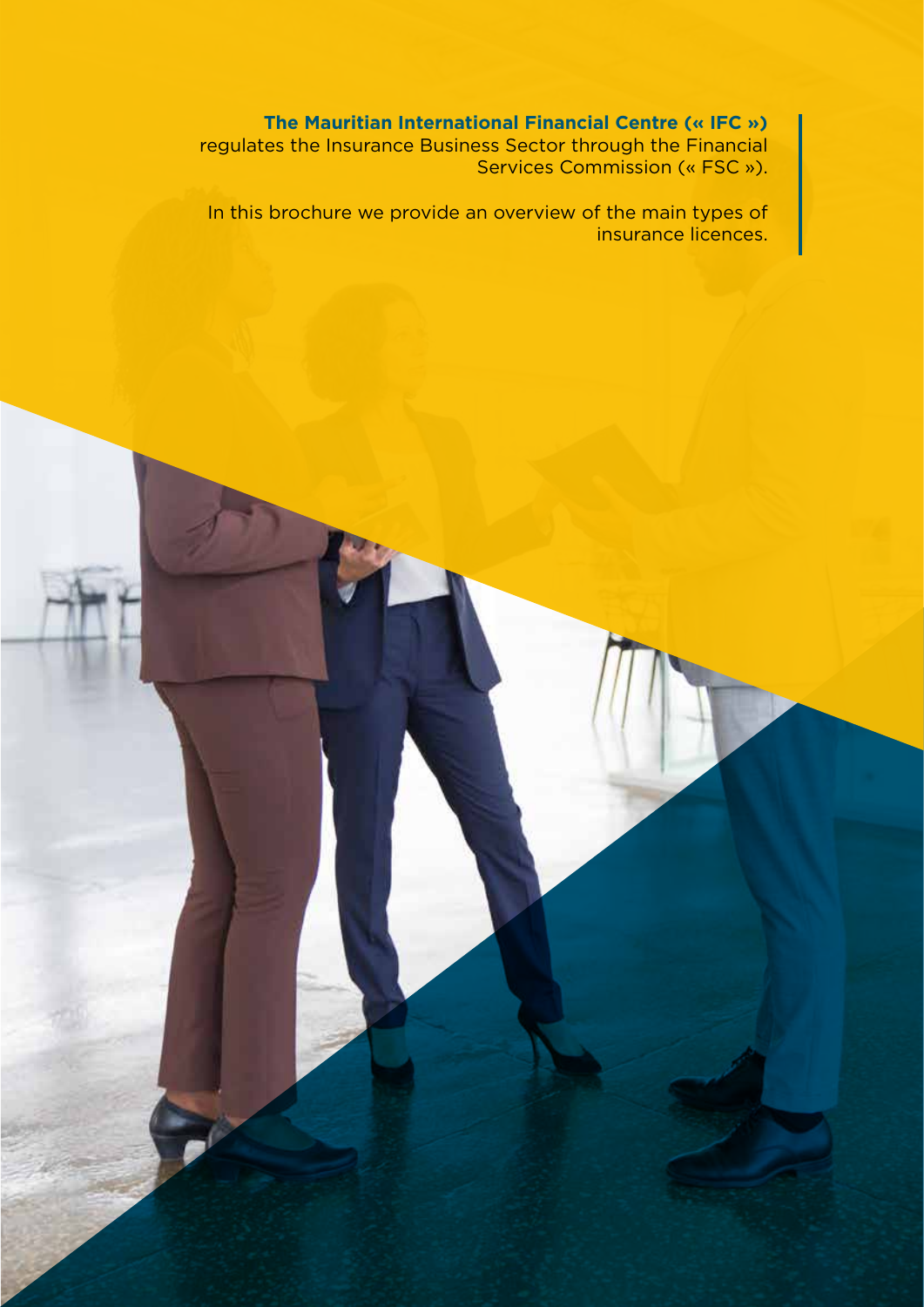**The Mauritian International Financial Centre (« IFC »)** regulates the Insurance Business Sector through the Financial Services Commission (« FSC »).

In this brochure we provide an overview of the main types of insurance licences.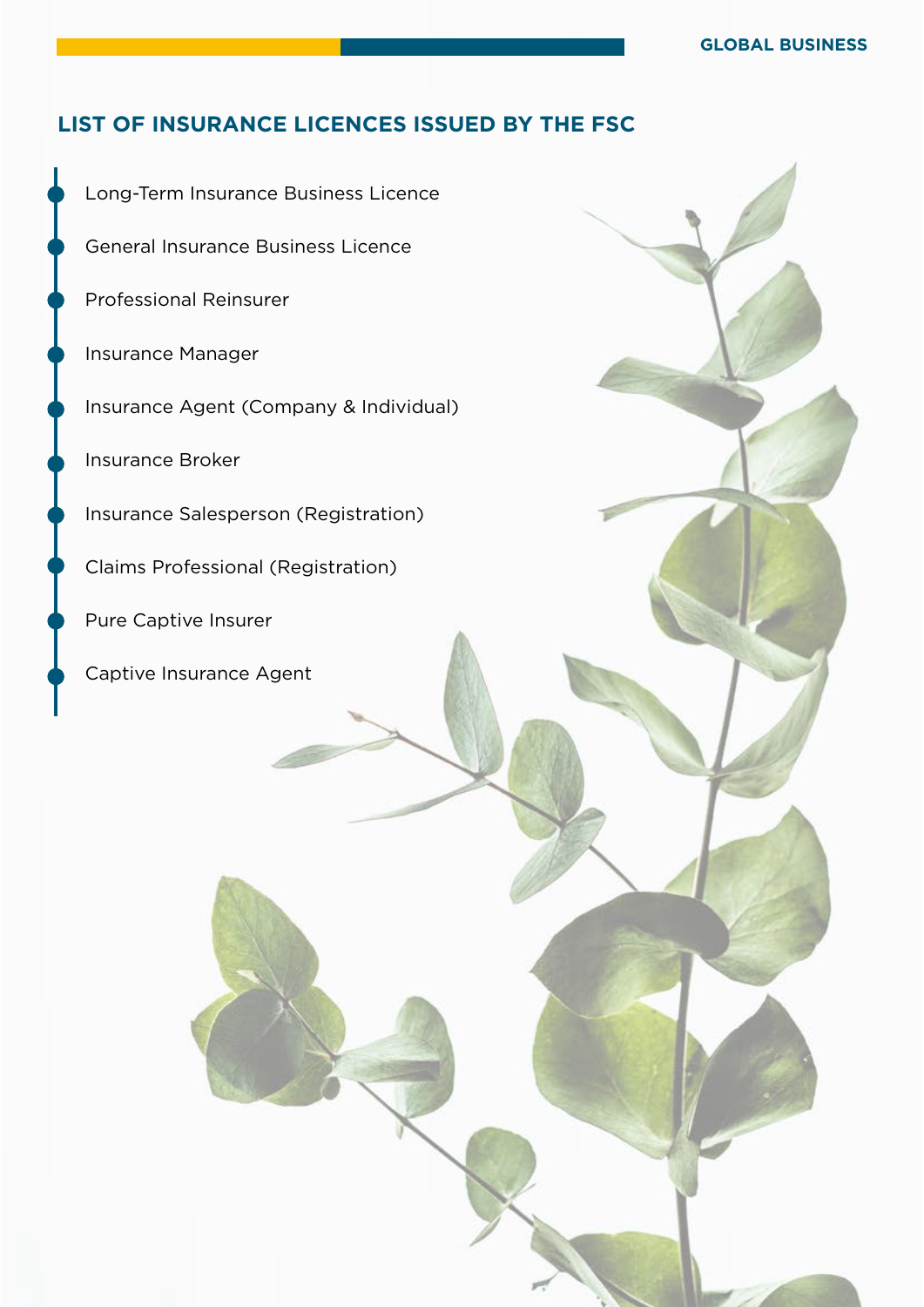## LIST OF INSURANCE LICENCES ISSUED BY THE FSC

- Long-Term Insurance Business Licence
- General Insurance Business Licence
- Professional Reinsurer
- Insurance Manager
- Insurance Agent (Company & Individual)
- Insurance Broker
- Insurance Salesperson (Registration)
- Claims Professional (Registration)
- Pure Captive Insurer
- Captive Insurance Agent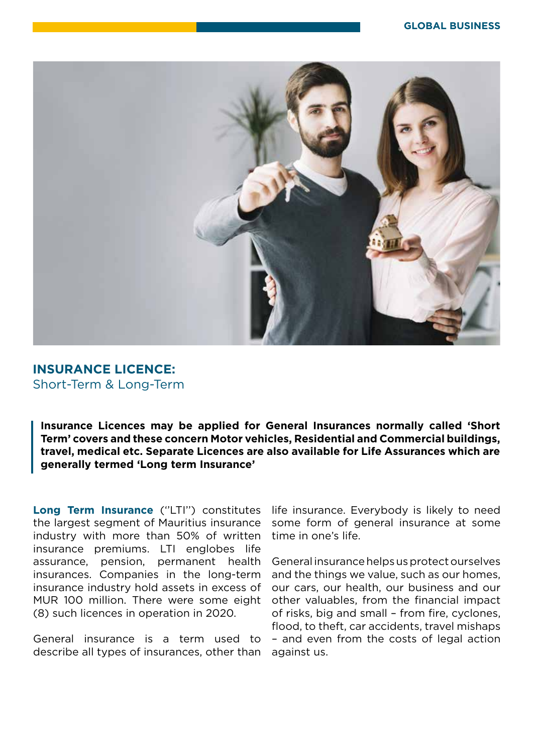## INSURANCE LICENCE:
Short-Term & Long-Term

**Insurance Licences may be applied for General Insurances normally called 'Short Term' covers and these concern Motor vehicles, Residential and Commercial buildings, travel, medical etc. Separate Licences are also available for Life Assurances which are generally termed 'Long term Insurance'**

**Long Term Insurance** (''LTI'') constitutes the largest segment of Mauritius insurance industry with more than 50% of written insurance premiums. LTI englobes life assurance, pension, permanent health insurances. Companies in the long-term insurance industry hold assets in excess of MUR 100 million. There were some eight (8) such licences in operation in 2020.

General insurance is a term used to describe all types of insurances, other than life insurance. Everybody is likely to need some form of general insurance at some time in one's life.

General insurance helps us protect ourselves and the things we value, such as our homes, our cars, our health, our business and our other valuables, from the financial impact of risks, big and small – from fire, cyclones, flood, to theft, car accidents, travel mishaps – and even from the costs of legal action against us.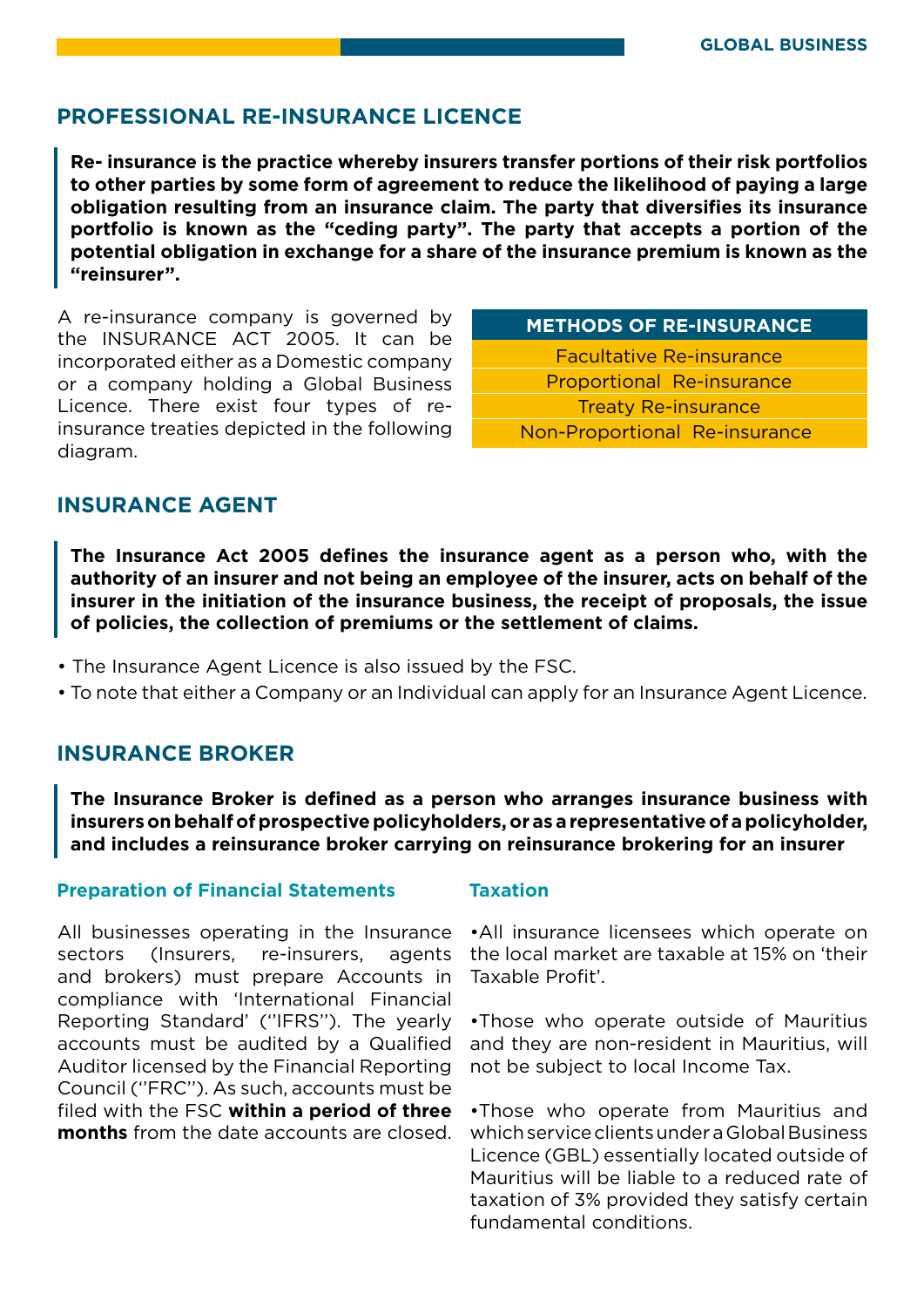## PROFESSIONAL RE-INSURANCE LICENCE

**Re- insurance is the practice whereby insurers transfer portions of their risk portfolios to other parties by some form of agreement to reduce the likelihood of paying a large obligation resulting from an insurance claim. The party that diversifies its insurance portfolio is known as the "ceding party". The party that accepts a portion of the potential obligation in exchange for a share of the insurance premium is known as the "reinsurer".**

A re-insurance company is governed by the INSURANCE ACT 2005. It can be incorporated either as a Domestic company or a company holding a Global Business Licence. There exist four types of re-insurance treaties depicted in the following diagram.

| METHODS OF RE-INSURANCE |
|---|
| Facultative Re-insurance |
| Proportional Re-insurance |
| Treaty Re-insurance |
| Non-Proportional Re-insurance |

## INSURANCE AGENT

**The Insurance Act 2005 defines the insurance agent as a person who, with the authority of an insurer and not being an employee of the insurer, acts on behalf of the insurer in the initiation of the insurance business, the receipt of proposals, the issue of policies, the collection of premiums or the settlement of claims.**

- The Insurance Agent Licence is also issued by the FSC.
- To note that either a Company or an Individual can apply for an Insurance Agent Licence.

## INSURANCE BROKER

**The Insurance Broker is defined as a person who arranges insurance business with insurers on behalf of prospective policyholders, or as a representative of a policyholder, and includes a reinsurance broker carrying on reinsurance brokering for an insurer**

### Preparation of Financial Statements

All businesses operating in the Insurance sectors (Insurers, re-insurers, agents and brokers) must prepare Accounts in compliance with 'International Financial Reporting Standard' (''IFRS''). The yearly accounts must be audited by a Qualified Auditor licensed by the Financial Reporting Council (''FRC''). As such, accounts must be filed with the FSC **within a period of three months** from the date accounts are closed.

### Taxation

- All insurance licensees which operate on the local market are taxable at 15% on 'their Taxable Profit'.
- Those who operate outside of Mauritius and they are non-resident in Mauritius, will not be subject to local Income Tax.
- Those who operate from Mauritius and which service clients under a Global Business Licence (GBL) essentially located outside of Mauritius will be liable to a reduced rate of taxation of 3% provided they satisfy certain fundamental conditions.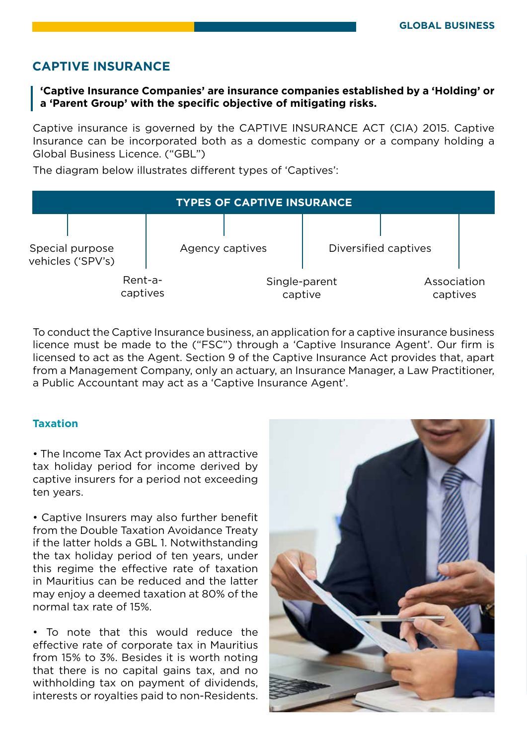## CAPTIVE INSURANCE

> **'Captive Insurance Companies' are insurance companies established by a 'Holding' or a 'Parent Group' with the specific objective of mitigating risks.**

Captive insurance is governed by the CAPTIVE INSURANCE ACT (CIA) 2015. Captive Insurance can be incorporated both as a domestic company or a company holding a Global Business Licence. ("GBL")

The diagram below illustrates different types of 'Captives':

**TYPES OF CAPTIVE INSURANCE**

- Special purpose vehicles ('SPV's)
- Rent-a-captives
- Agency captives
- Single-parent captive
- Diversified captives
- Association captives

To conduct the Captive Insurance business, an application for a captive insurance business licence must be made to the ("FSC") through a 'Captive Insurance Agent'. Our firm is licensed to act as the Agent. Section 9 of the Captive Insurance Act provides that, apart from a Management Company, only an actuary, an Insurance Manager, a Law Practitioner, a Public Accountant may act as a 'Captive Insurance Agent'.

### Taxation

• The Income Tax Act provides an attractive tax holiday period for income derived by captive insurers for a period not exceeding ten years.

• Captive Insurers may also further benefit from the Double Taxation Avoidance Treaty if the latter holds a GBL 1. Notwithstanding the tax holiday period of ten years, under this regime the effective rate of taxation in Mauritius can be reduced and the latter may enjoy a deemed taxation at 80% of the normal tax rate of 15%.

• To note that this would reduce the effective rate of corporate tax in Mauritius from 15% to 3%. Besides it is worth noting that there is no capital gains tax, and no withholding tax on payment of dividends, interests or royalties paid to non-Residents.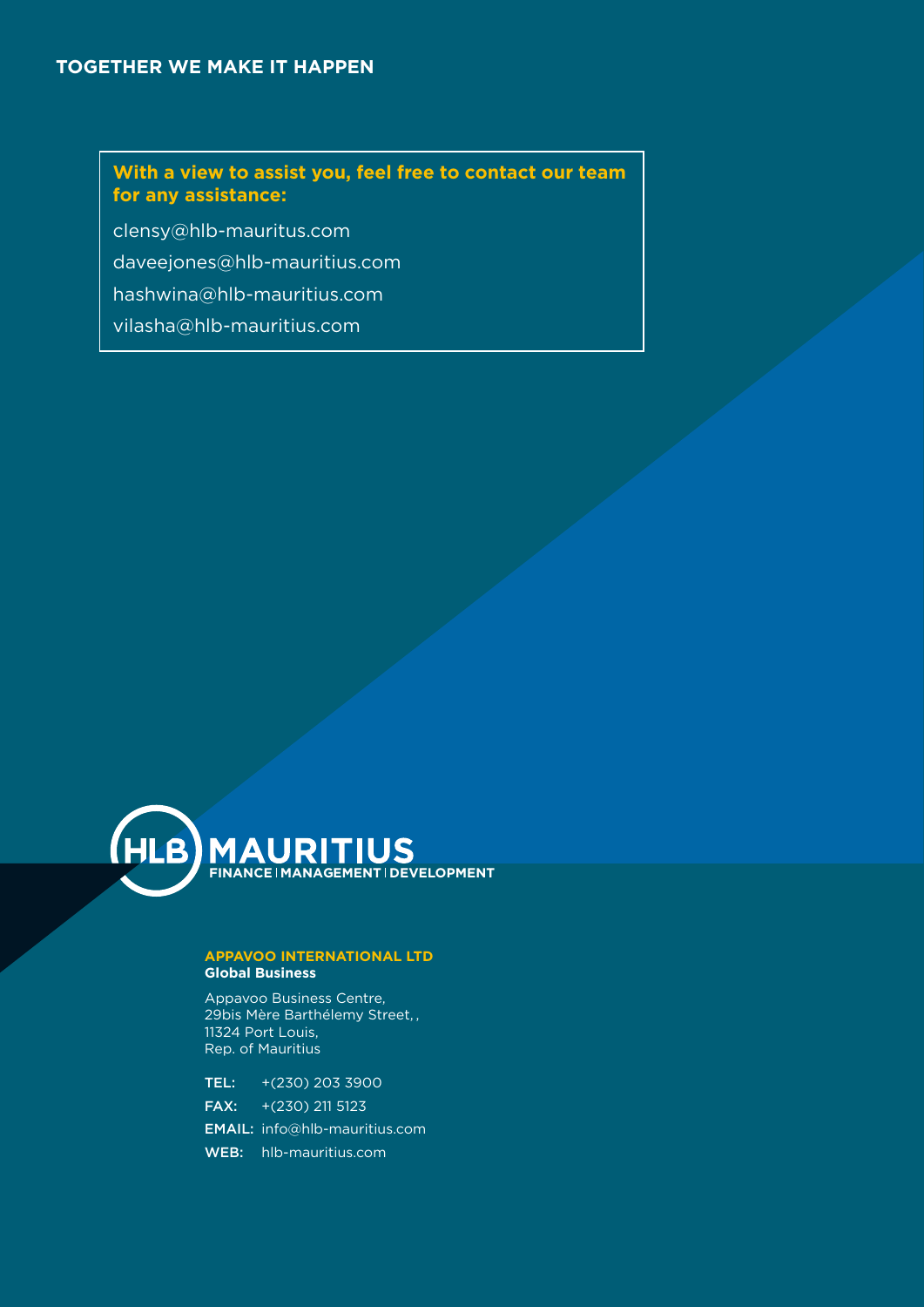**TOGETHER WE MAKE IT HAPPEN**

**With a view to assist you, feel free to contact our team for any assistance:**

clensy@hlb-mauritus.com

daveejones@hlb-mauritius.com

hashwina@hlb-mauritius.com

vilasha@hlb-mauritius.com

HLB MAURITIUS

FINANCE | MANAGEMENT | DEVELOPMENT

**APPAVOO INTERNATIONAL LTD**
**Global Business**

Appavoo Business Centre,
29bis Mère Barthélemy Street, ,
11324 Port Louis,
Rep. of Mauritius

**TEL:** +(230) 203 3900
**FAX:** +(230) 211 5123
**EMAIL:** info@hlb-mauritius.com
**WEB:** hlb-mauritius.com